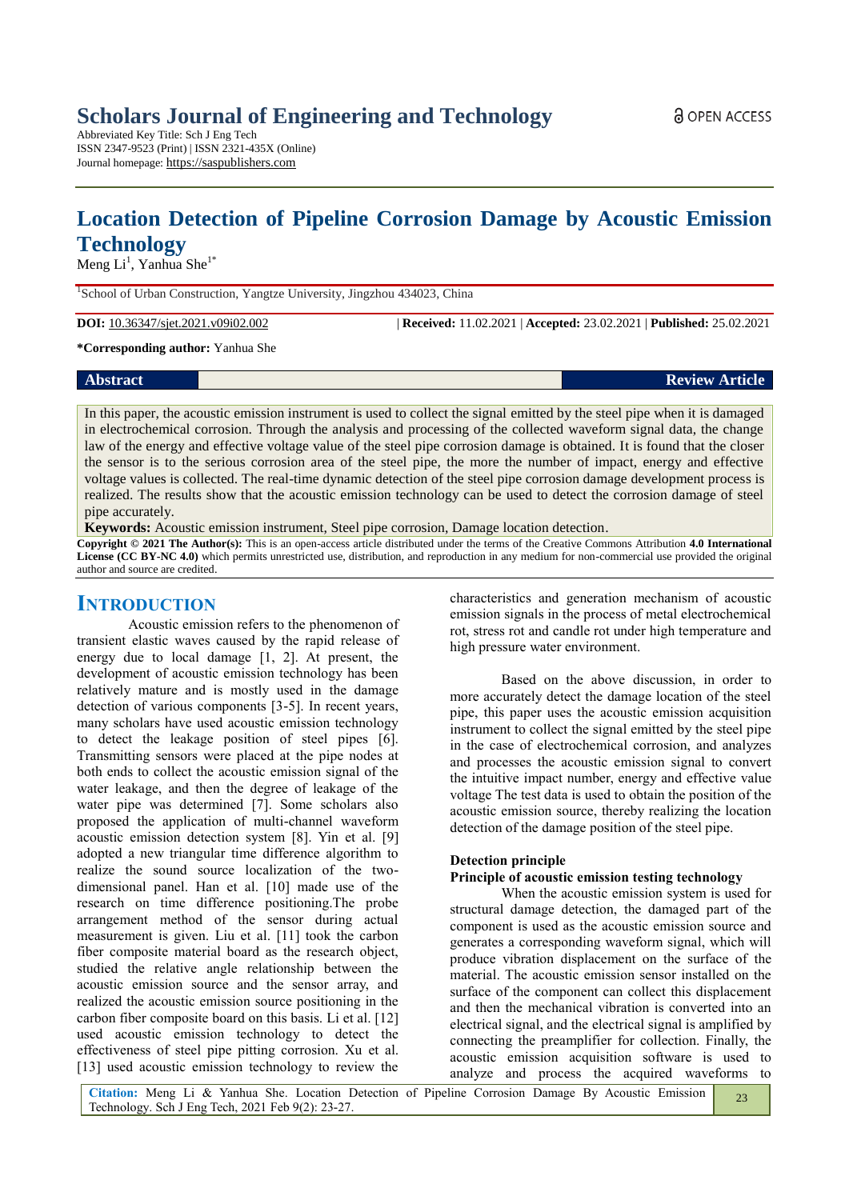# Scholars Journal of Engineering and Technology

Abbreviated Key Title: Sch J Eng Tech
ISSN 2347-9523 (Print) | ISSN 2321-435X (Online)
Journal homepage: https://saspublishers.com

OPEN ACCESS

# Location Detection of Pipeline Corrosion Damage by Acoustic Emission Technology

Meng Li[1], Yanhua She[1*]

[1]School of Urban Construction, Yangtze University, Jingzhou 434023, China

**DOI:** 10.36347/sjet.2021.v09i02.002 | **Received:** 11.02.2021 | **Accepted:** 23.02.2021 | **Published:** 25.02.2021

**\*Corresponding author:** Yanhua She

**Abstract** **Review Article**

In this paper, the acoustic emission instrument is used to collect the signal emitted by the steel pipe when it is damaged in electrochemical corrosion. Through the analysis and processing of the collected waveform signal data, the change law of the energy and effective voltage value of the steel pipe corrosion damage is obtained. It is found that the closer the sensor is to the serious corrosion area of the steel pipe, the more the number of impact, energy and effective voltage values is collected. The real-time dynamic detection of the steel pipe corrosion damage development process is realized. The results show that the acoustic emission technology can be used to detect the corrosion damage of steel pipe accurately.

**Keywords:** Acoustic emission instrument, Steel pipe corrosion, Damage location detection.

**Copyright © 2021 The Author(s):** This is an open-access article distributed under the terms of the Creative Commons Attribution **4.0 International License (CC BY-NC 4.0)** which permits unrestricted use, distribution, and reproduction in any medium for non-commercial use provided the original author and source are credited.

## INTRODUCTION

Acoustic emission refers to the phenomenon of transient elastic waves caused by the rapid release of energy due to local damage [1, 2]. At present, the development of acoustic emission technology has been relatively mature and is mostly used in the damage detection of various components [3-5]. In recent years, many scholars have used acoustic emission technology to detect the leakage position of steel pipes [6]. Transmitting sensors were placed at the pipe nodes at both ends to collect the acoustic emission signal of the water leakage, and then the degree of leakage of the water pipe was determined [7]. Some scholars also proposed the application of multi-channel waveform acoustic emission detection system [8]. Yin et al. [9] adopted a new triangular time difference algorithm to realize the sound source localization of the two-dimensional panel. Han et al. [10] made use of the research on time difference positioning.The probe arrangement method of the sensor during actual measurement is given. Liu et al. [11] took the carbon fiber composite material board as the research object, studied the relative angle relationship between the acoustic emission source and the sensor array, and realized the acoustic emission source positioning in the carbon fiber composite board on this basis. Li et al. [12] used acoustic emission technology to detect the effectiveness of steel pipe pitting corrosion. Xu et al. [13] used acoustic emission technology to review the characteristics and generation mechanism of acoustic emission signals in the process of metal electrochemical rot, stress rot and candle rot under high temperature and high pressure water environment.

Based on the above discussion, in order to more accurately detect the damage location of the steel pipe, this paper uses the acoustic emission acquisition instrument to collect the signal emitted by the steel pipe in the case of electrochemical corrosion, and analyzes and processes the acoustic emission signal to convert the intuitive impact number, energy and effective value voltage The test data is used to obtain the position of the acoustic emission source, thereby realizing the location detection of the damage position of the steel pipe.

### Detection principle

#### Principle of acoustic emission testing technology

When the acoustic emission system is used for structural damage detection, the damaged part of the component is used as the acoustic emission source and generates a corresponding waveform signal, which will produce vibration displacement on the surface of the material. The acoustic emission sensor installed on the surface of the component can collect this displacement and then the mechanical vibration is converted into an electrical signal, and the electrical signal is amplified by connecting the preamplifier for collection. Finally, the acoustic emission acquisition software is used to analyze and process the acquired waveforms to

**Citation:** Meng Li & Yanhua She. Location Detection of Pipeline Corrosion Damage By Acoustic Emission Technology. Sch J Eng Tech, 2021 Feb 9(2): 23-27.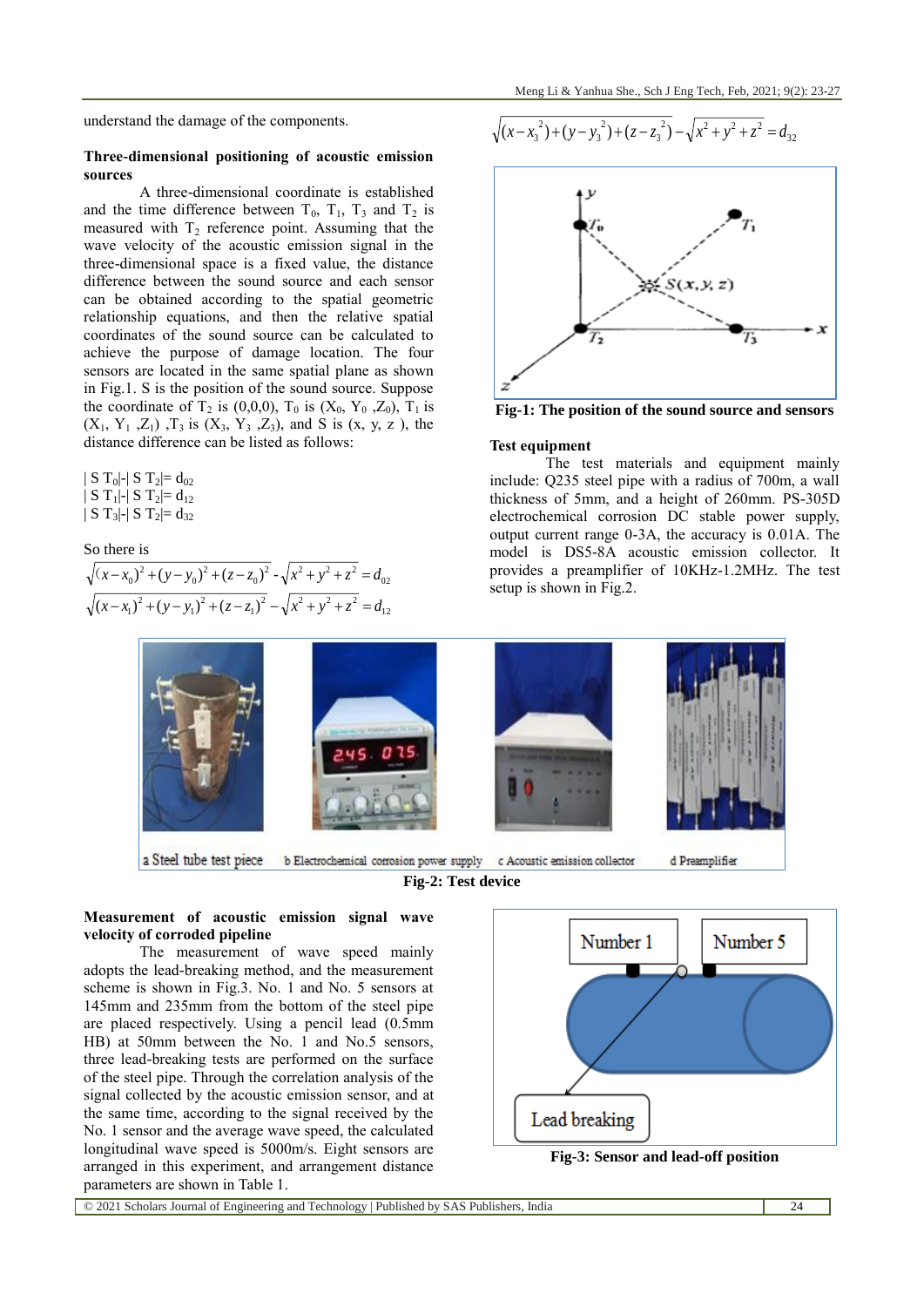understand the damage of the components.

**Three-dimensional positioning of acoustic emission sources**

A three-dimensional coordinate is established and the time difference between $T_0$, $T_1$, $T_3$ and $T_2$ is measured with $T_2$ reference point. Assuming that the wave velocity of the acoustic emission signal in the three-dimensional space is a fixed value, the distance difference between the sound source and each sensor can be obtained according to the spatial geometric relationship equations, and then the relative spatial coordinates of the sound source can be calculated to achieve the purpose of damage location. The four sensors are located in the same spatial plane as shown in Fig.1. S is the position of the sound source. Suppose the coordinate of $T_2$ is (0,0,0), $T_0$ is ($X_0$, $Y_0$, $Z_0$), $T_1$ is ($X_1$, $Y_1$, $Z_1$), $T_3$ is ($X_3$, $Y_3$, $Z_3$), and S is (x, y, z), the distance difference can be listed as follows:

$$|ST_0| - |ST_2| = d_{02}$$
$$|ST_1| - |ST_2| = d_{12}$$
$$|ST_3| - |ST_2| = d_{32}$$

So there is

$$\sqrt{(x-x_0)^2+(y-y_0)^2+(z-z_0)^2} - \sqrt{x^2+y^2+z^2} = d_{02}$$
$$\sqrt{(x-x_1)^2+(y-y_1)^2+(z-z_1)^2} - \sqrt{x^2+y^2+z^2} = d_{12}$$
$$\sqrt{(x-x_3^2)+(y-y_3^2)+(z-z_3^2)} - \sqrt{x^2+y^2+z^2} = d_{32}$$

**Fig-1: The position of the sound source and sensors**

**Test equipment**

The test materials and equipment mainly include: Q235 steel pipe with a radius of 700m, a wall thickness of 5mm, and a height of 260mm. PS-305D electrochemical corrosion DC stable power supply, output current range 0-3A, the accuracy is 0.01A. The model is DS5-8A acoustic emission collector. It provides a preamplifier of 10KHz-1.2MHz. The test setup is shown in Fig.2.

a Steel tube test piece b Electrochemical corrosion power supply c Acoustic emission collector d Preamplifier

**Fig-2: Test device**

**Measurement of acoustic emission signal wave velocity of corroded pipeline**

The measurement of wave speed mainly adopts the lead-breaking method, and the measurement scheme is shown in Fig.3. No. 1 and No. 5 sensors at 145mm and 235mm from the bottom of the steel pipe are placed respectively. Using a pencil lead (0.5mm HB) at 50mm between the No. 1 and No.5 sensors, three lead-breaking tests are performed on the surface of the steel pipe. Through the correlation analysis of the signal collected by the acoustic emission sensor, and at the same time, according to the signal received by the No. 1 sensor and the average wave speed, the calculated longitudinal wave speed is 5000m/s. Eight sensors are arranged in this experiment, and arrangement distance parameters are shown in Table 1.

Number 1 Number 5 Lead breaking

**Fig-3: Sensor and lead-off position**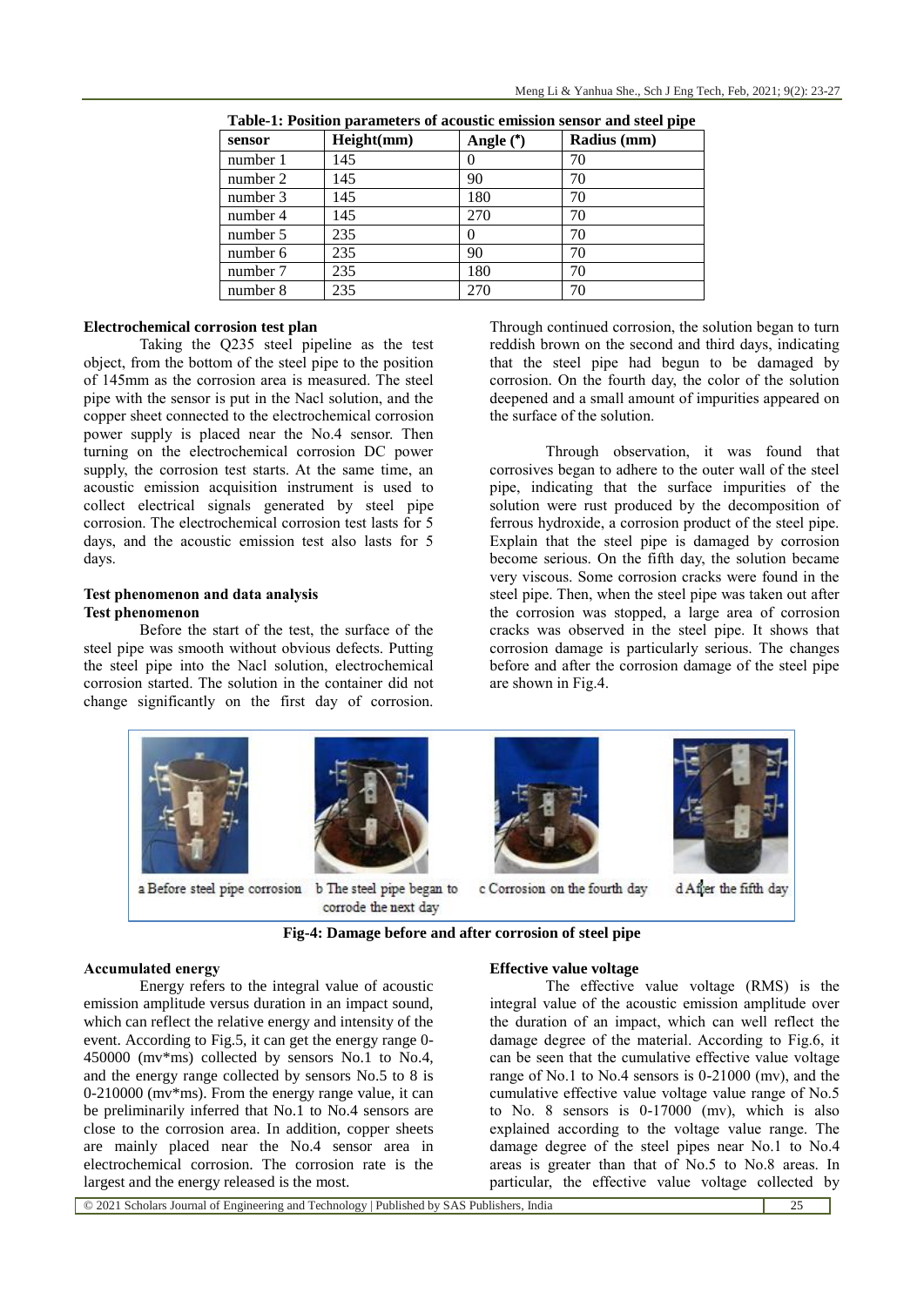**Table-1: Position parameters of acoustic emission sensor and steel pipe**

| sensor | Height(mm) | Angle (°) | Radius (mm) |
| --- | --- | --- | --- |
| number 1 | 145 | 0 | 70 |
| number 2 | 145 | 90 | 70 |
| number 3 | 145 | 180 | 70 |
| number 4 | 145 | 270 | 70 |
| number 5 | 235 | 0 | 70 |
| number 6 | 235 | 90 | 70 |
| number 7 | 235 | 180 | 70 |
| number 8 | 235 | 270 | 70 |

**Electrochemical corrosion test plan**

Taking the Q235 steel pipeline as the test object, from the bottom of the steel pipe to the position of 145mm as the corrosion area is measured. The steel pipe with the sensor is put in the Nacl solution, and the copper sheet connected to the electrochemical corrosion power supply is placed near the No.4 sensor. Then turning on the electrochemical corrosion DC power supply, the corrosion test starts. At the same time, an acoustic emission acquisition instrument is used to collect electrical signals generated by steel pipe corrosion. The electrochemical corrosion test lasts for 5 days, and the acoustic emission test also lasts for 5 days.

**Test phenomenon and data analysis**

**Test phenomenon**

Before the start of the test, the surface of the steel pipe was smooth without obvious defects. Putting the steel pipe into the Nacl solution, electrochemical corrosion started. The solution in the container did not change significantly on the first day of corrosion. Through continued corrosion, the solution began to turn reddish brown on the second and third days, indicating that the steel pipe had begun to be damaged by corrosion. On the fourth day, the color of the solution deepened and a small amount of impurities appeared on the surface of the solution.

Through observation, it was found that corrosives began to adhere to the outer wall of the steel pipe, indicating that the surface impurities of the solution were rust produced by the decomposition of ferrous hydroxide, a corrosion product of the steel pipe. Explain that the steel pipe is damaged by corrosion become serious. On the fifth day, the solution became very viscous. Some corrosion cracks were found in the steel pipe. Then, when the steel pipe was taken out after the corrosion was stopped, a large area of corrosion cracks was observed in the steel pipe. It shows that corrosion damage is particularly serious. The changes before and after the corrosion damage of the steel pipe are shown in Fig.4.

a Before steel pipe corrosion b The steel pipe began to corrode the next day c Corrosion on the fourth day d After the fifth day

**Fig-4: Damage before and after corrosion of steel pipe**

**Accumulated energy**

Energy refers to the integral value of acoustic emission amplitude versus duration in an impact sound, which can reflect the relative energy and intensity of the event. According to Fig.5, it can get the energy range 0-450000 (mv*ms) collected by sensors No.1 to No.4, and the energy range collected by sensors No.5 to 8 is 0-210000 (mv*ms). From the energy range value, it can be preliminarily inferred that No.1 to No.4 sensors are close to the corrosion area. In addition, copper sheets are mainly placed near the No.4 sensor area in electrochemical corrosion. The corrosion rate is the largest and the energy released is the most.

**Effective value voltage**

The effective value voltage (RMS) is the integral value of the acoustic emission amplitude over the duration of an impact, which can well reflect the damage degree of the material. According to Fig.6, it can be seen that the cumulative effective value voltage range of No.1 to No.4 sensors is 0-21000 (mv), and the cumulative effective value voltage value range of No.5 to No. 8 sensors is 0-17000 (mv), which is also explained according to the voltage value range. The damage degree of the steel pipes near No.1 to No.4 areas is greater than that of No.5 to No.8 areas. In particular, the effective value voltage collected by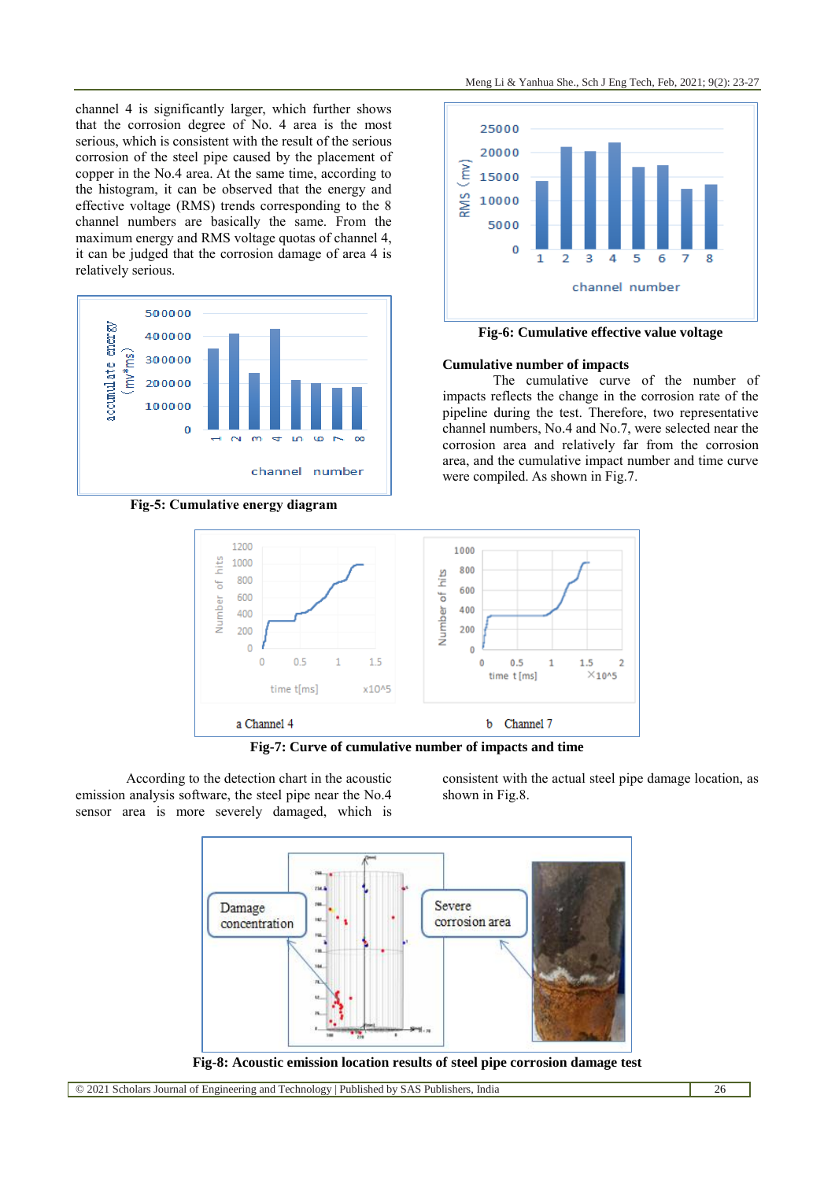channel 4 is significantly larger, which further shows that the corrosion degree of No. 4 area is the most serious, which is consistent with the result of the serious corrosion of the steel pipe caused by the placement of copper in the No.4 area. At the same time, according to the histogram, it can be observed that the energy and effective voltage (RMS) trends corresponding to the 8 channel numbers are basically the same. From the maximum energy and RMS voltage quotas of channel 4, it can be judged that the corrosion damage of area 4 is relatively serious.

**Fig-5: Cumulative energy diagram**

**Fig-6: Cumulative effective value voltage**

### Cumulative number of impacts

The cumulative curve of the number of impacts reflects the change in the corrosion rate of the pipeline during the test. Therefore, two representative channel numbers, No.4 and No.7, were selected near the corrosion area and relatively far from the corrosion area, and the cumulative impact number and time curve were compiled. As shown in Fig.7.

a Channel 4 b Channel 7

**Fig-7: Curve of cumulative number of impacts and time**

According to the detection chart in the acoustic emission analysis software, the steel pipe near the No.4 sensor area is more severely damaged, which is consistent with the actual steel pipe damage location, as shown in Fig.8.

**Fig-8: Acoustic emission location results of steel pipe corrosion damage test**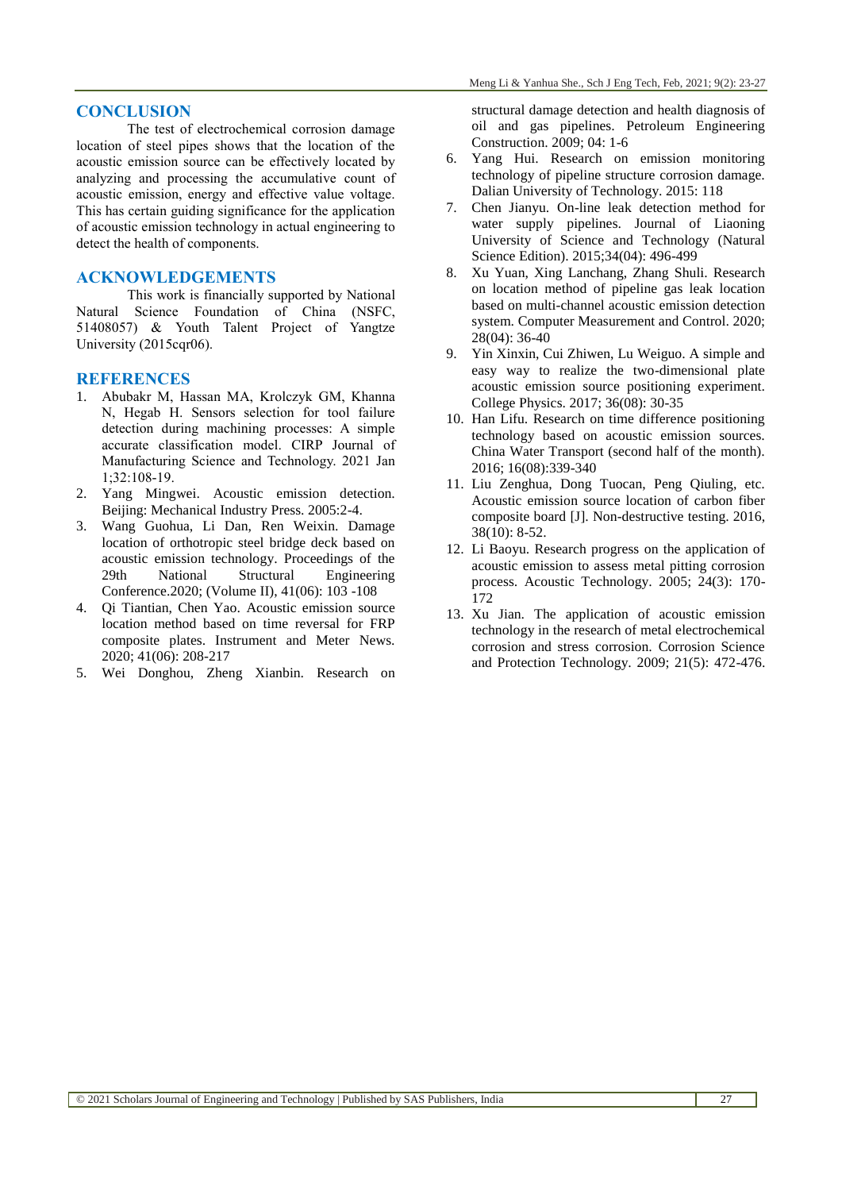## CONCLUSION

The test of electrochemical corrosion damage location of steel pipes shows that the location of the acoustic emission source can be effectively located by analyzing and processing the accumulative count of acoustic emission, energy and effective value voltage. This has certain guiding significance for the application of acoustic emission technology in actual engineering to detect the health of components.

## ACKNOWLEDGEMENTS

This work is financially supported by National Natural Science Foundation of China (NSFC, 51408057) & Youth Talent Project of Yangtze University (2015cqr06).

## REFERENCES

1. Abubakr M, Hassan MA, Krolczyk GM, Khanna N, Hegab H. Sensors selection for tool failure detection during machining processes: A simple accurate classification model. CIRP Journal of Manufacturing Science and Technology. 2021 Jan 1;32:108-19.
2. Yang Mingwei. Acoustic emission detection. Beijing: Mechanical Industry Press. 2005:2-4.
3. Wang Guohua, Li Dan, Ren Weixin. Damage location of orthotropic steel bridge deck based on acoustic emission technology. Proceedings of the 29th National Structural Engineering Conference.2020; (Volume II), 41(06): 103 -108
4. Qi Tiantian, Chen Yao. Acoustic emission source location method based on time reversal for FRP composite plates. Instrument and Meter News. 2020; 41(06): 208-217
5. Wei Donghou, Zheng Xianbin. Research on structural damage detection and health diagnosis of oil and gas pipelines. Petroleum Engineering Construction. 2009; 04: 1-6
6. Yang Hui. Research on emission monitoring technology of pipeline structure corrosion damage. Dalian University of Technology. 2015: 118
7. Chen Jianyu. On-line leak detection method for water supply pipelines. Journal of Liaoning University of Science and Technology (Natural Science Edition). 2015;34(04): 496-499
8. Xu Yuan, Xing Lanchang, Zhang Shuli. Research on location method of pipeline gas leak location based on multi-channel acoustic emission detection system. Computer Measurement and Control. 2020; 28(04): 36-40
9. Yin Xinxin, Cui Zhiwen, Lu Weiguo. A simple and easy way to realize the two-dimensional plate acoustic emission source positioning experiment. College Physics. 2017; 36(08): 30-35
10. Han Lifu. Research on time difference positioning technology based on acoustic emission sources. China Water Transport (second half of the month). 2016; 16(08):339-340
11. Liu Zenghua, Dong Tuocan, Peng Qiuling, etc. Acoustic emission source location of carbon fiber composite board [J]. Non-destructive testing. 2016, 38(10): 8-52.
12. Li Baoyu. Research progress on the application of acoustic emission to assess metal pitting corrosion process. Acoustic Technology. 2005; 24(3): 170-172
13. Xu Jian. The application of acoustic emission technology in the research of metal electrochemical corrosion and stress corrosion. Corrosion Science and Protection Technology. 2009; 21(5): 472-476.